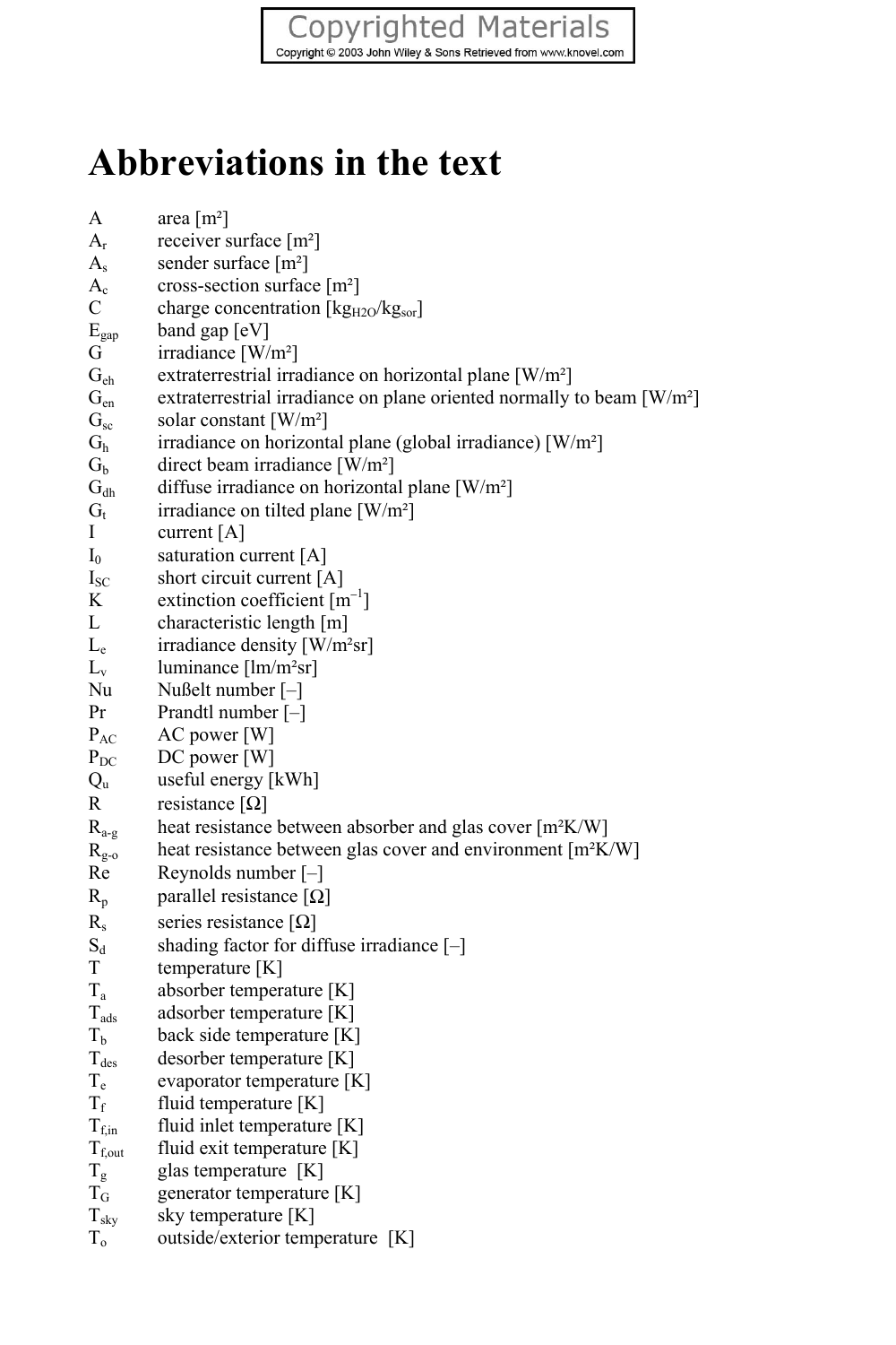# Abbreviations in the text

| | |
|---|---|
| $A$ | area [m²] |
| $A_r$ | receiver surface [m²] |
| $A_s$ | sender surface [m²] |
| $A_c$ | cross-section surface [m²] |
| $C$ | charge concentration [$kg_{H2O}/kg_{sor}$] |
| $E_{gap}$ | band gap [eV] |
| $G$ | irradiance [W/m²] |
| $G_{eh}$ | extraterrestrial irradiance on horizontal plane [W/m²] |
| $G_{en}$ | extraterrestrial irradiance on plane oriented normally to beam [W/m²] |
| $G_{sc}$ | solar constant [W/m²] |
| $G_h$ | irradiance on horizontal plane (global irradiance) [W/m²] |
| $G_b$ | direct beam irradiance [W/m²] |
| $G_{dh}$ | diffuse irradiance on horizontal plane [W/m²] |
| $G_t$ | irradiance on tilted plane [W/m²] |
| $I$ | current [A] |
| $I_0$ | saturation current [A] |
| $I_{SC}$ | short circuit current [A] |
| $K$ | extinction coefficient [$m^{-1}$] |
| $L$ | characteristic length [m] |
| $L_e$ | irradiance density [W/m²sr] |
| $L_v$ | luminance [lm/m²sr] |
| Nu | Nußelt number [–] |
| Pr | Prandtl number [–] |
| $P_{AC}$ | AC power [W] |
| $P_{DC}$ | DC power [W] |
| $Q_u$ | useful energy [kWh] |
| $R$ | resistance [Ω] |
| $R_{a-g}$ | heat resistance between absorber and glas cover [m²K/W] |
| $R_{g-o}$ | heat resistance between glas cover and environment [m²K/W] |
| Re | Reynolds number [–] |
| $R_p$ | parallel resistance [Ω] |
| $R_s$ | series resistance [Ω] |
| $S_d$ | shading factor for diffuse irradiance [–] |
| $T$ | temperature [K] |
| $T_a$ | absorber temperature [K] |
| $T_{ads}$ | adsorber temperature [K] |
| $T_b$ | back side temperature [K] |
| $T_{des}$ | desorber temperature [K] |
| $T_e$ | evaporator temperature [K] |
| $T_f$ | fluid temperature [K] |
| $T_{f,in}$ | fluid inlet temperature [K] |
| $T_{f,out}$ | fluid exit temperature [K] |
| $T_g$ | glas temperature [K] |
| $T_G$ | generator temperature [K] |
| $T_{sky}$ | sky temperature [K] |
| $T_o$ | outside/exterior temperature [K] |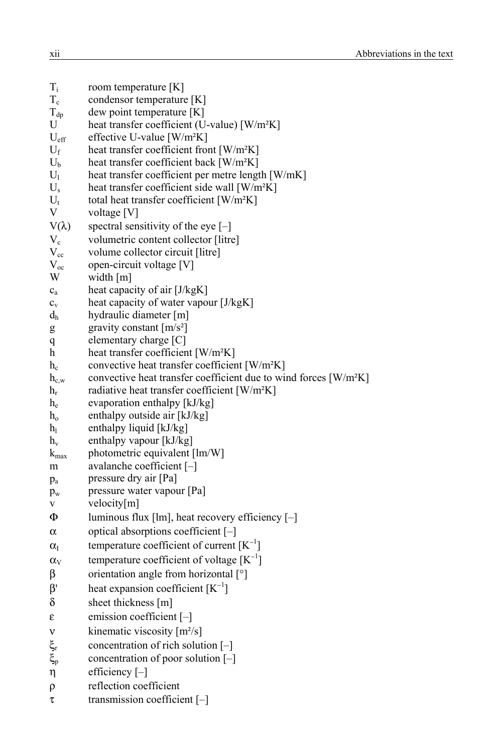| | |
|---|---|
| $T_i$ | room temperature [K] |
| $T_c$ | condensor temperature [K] |
| $T_{dp}$ | dew point temperature [K] |
| $U$ | heat transfer coefficient (U-value) [W/m²K] |
| $U_{eff}$ | effective U-value [W/m²K] |
| $U_f$ | heat transfer coefficient front [W/m²K] |
| $U_b$ | heat transfer coefficient back [W/m²K] |
| $U_l$ | heat transfer coefficient per metre length [W/mK] |
| $U_s$ | heat transfer coefficient side wall [W/m²K] |
| $U_t$ | total heat transfer coefficient [W/m²K] |
| $V$ | voltage [V] |
| $V(\lambda)$ | spectral sensitivity of the eye [–] |
| $V_c$ | volumetric content collector [litre] |
| $V_{cc}$ | volume collector circuit [litre] |
| $V_{oc}$ | open-circuit voltage [V] |
| $W$ | width [m] |
| $c_a$ | heat capacity of air [J/kgK] |
| $c_v$ | heat capacity of water vapour [J/kgK] |
| $d_h$ | hydraulic diameter [m] |
| $g$ | gravity constant [m/s²] |
| $q$ | elementary charge [C] |
| $h$ | heat transfer coefficient [W/m²K] |
| $h_c$ | convective heat transfer coefficient [W/m²K] |
| $h_{c,w}$ | convective heat transfer coefficient due to wind forces [W/m²K] |
| $h_r$ | radiative heat transfer coefficient [W/m²K] |
| $h_e$ | evaporation enthalpy [kJ/kg] |
| $h_o$ | enthalpy outside air [kJ/kg] |
| $h_l$ | enthalpy liquid [kJ/kg] |
| $h_v$ | enthalpy vapour [kJ/kg] |
| $k_{max}$ | photometric equivalent [lm/W] |
| $m$ | avalanche coefficient [–] |
| $p_a$ | pressure dry air [Pa] |
| $p_w$ | pressure water vapour [Pa] |
| $v$ | velocity[m] |
| $\Phi$ | luminous flux [lm], heat recovery efficiency [–] |
| $\alpha$ | optical absorptions coefficient [–] |
| $\alpha_I$ | temperature coefficient of current [$K^{-1}$] |
| $\alpha_V$ | temperature coefficient of voltage [$K^{-1}$] |
| $\beta$ | orientation angle from horizontal [°] |
| $\beta'$ | heat expansion coefficient [$K^{-1}$] |
| $\delta$ | sheet thickness [m] |
| $\varepsilon$ | emission coefficient [–] |
| $\nu$ | kinematic viscosity [m²/s] |
| $\xi_r$ | concentration of rich solution [–] |
| $\xi_p$ | concentration of poor solution [–] |
| $\eta$ | efficiency [–] |
| $\rho$ | reflection coefficient |
| $\tau$ | transmission coefficient [–] |